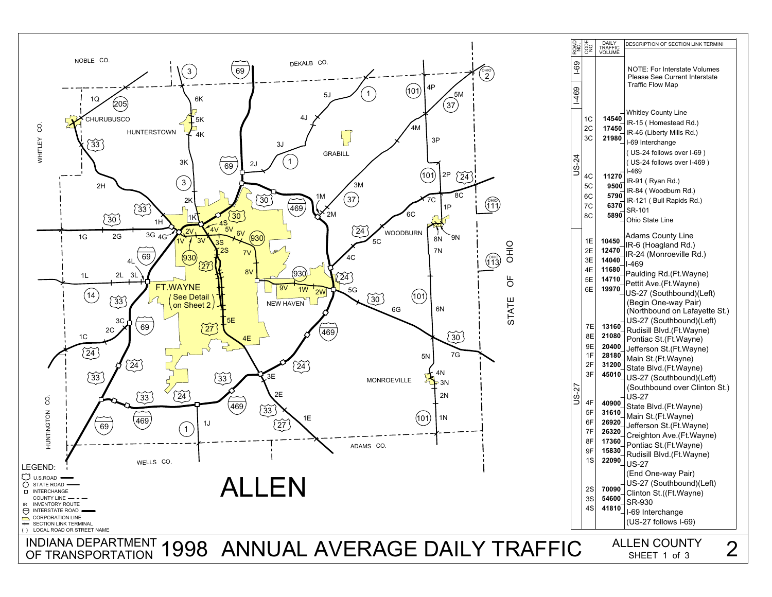# INDIANA DEPARTMENT OF TRANSPORTATION 1998 ANNUAL AVERAGE DAILY TRAFFIC

## ALLEN COUNTY — SHEET 1 of 3

# ALLEN

| ROAD NO | CODE NO. | DAILY TRAFFIC VOLUME | DESCRIPTION OF SECTION LINK TERMINI |
|---|---|---|---|
| I-69 | | | NOTE: For Interstate Volumes Please See Current Interstate Traffic Flow Map |
| I-469 | | | |
| US-24 | | | Whitley County Line |
| | 1C | 14540 | IR-15 ( Homestead Rd.) |
| | 2C | 17450 | IR-46 (Liberty Mills Rd.) |
| | 3C | 21980 | I-69 Interchange |
| | | | ( US-24 follows over I-69 ) |
| | | | ( US-24 follows over I-469 ) |
| | | | I-469 |
| | 4C | 11270 | IR-91 ( Ryan Rd.) |
| | 5C | 9500 | IR-84 ( Woodburn Rd.) |
| | 6C | 5790 | IR-121 ( Bull Rapids Rd.) |
| | 7C | 6370 | SR-101 |
| | 8C | 5890 | Ohio State Line |
| US-27 | | | Adams County Line |
| | 1E | 10450 | IR-6 (Hoagland Rd.) |
| | 2E | 12470 | IR-24 (Monroeville Rd.) |
| | 3E | 14040 | I-469 |
| | 4E | 11680 | Paulding Rd.(Ft.Wayne) |
| | 5E | 14710 | Pettit Ave.(Ft.Wayne) |
| | 6E | 19970 | US-27 (Southbound)(Left) |
| | | | (Begin One-way Pair) (Northbound on Lafayette St.) |
| | | | US-27 (Southbound)(Left) |
| | 7E | 13160 | Rudisill Blvd.(Ft.Wayne) |
| | 8E | 21080 | Pontiac St.(Ft.Wayne) |
| | 9E | 20400 | Jefferson St.(Ft.Wayne) |
| | 1F | 28180 | Main St.(Ft.Wayne) |
| | 2F | 31200 | State Blvd.(Ft.Wayne) |
| | 3F | 45010 | US-27 (Southbound)(Left) |
| | | | (Southbound over Clinton St.) |
| | | | US-27 |
| | 4F | 40900 | State Blvd.(Ft.Wayne) |
| | 5F | 31610 | Main St.(Ft.Wayne) |
| | 6F | 26920 | Jefferson St.(Ft.Wayne) |
| | 7F | 26320 | Creighton Ave.(Ft.Wayne) |
| | 8F | 17360 | Pontiac St.(Ft.Wayne) |
| | 9F | 15830 | Rudisill Blvd.(Ft.Wayne) |
| | 1S | 22090 | US-27 |
| | | | (End One-way Pair) |
| | | | US-27 (Southbound)(Left) |
| | 2S | 70090 | Clinton St.((Ft.Wayne) |
| | 3S | 54600 | SR-930 |
| | 4S | 41810 | I-69 Interchange |
| | | | (US-27 follows I-69) |

LEGEND:
- U.S.ROAD
- STATE ROAD
- INTERCHANGE
- COUNTY LINE
- IR INVENTORY ROUTE
- INTERSTATE ROAD
- CORPORATION LINE
- SECTION LINK TERMINAL
- ( ) LOCAL ROAD OR STREET NAME

FT.WAYNE (See Detail on Sheet 2)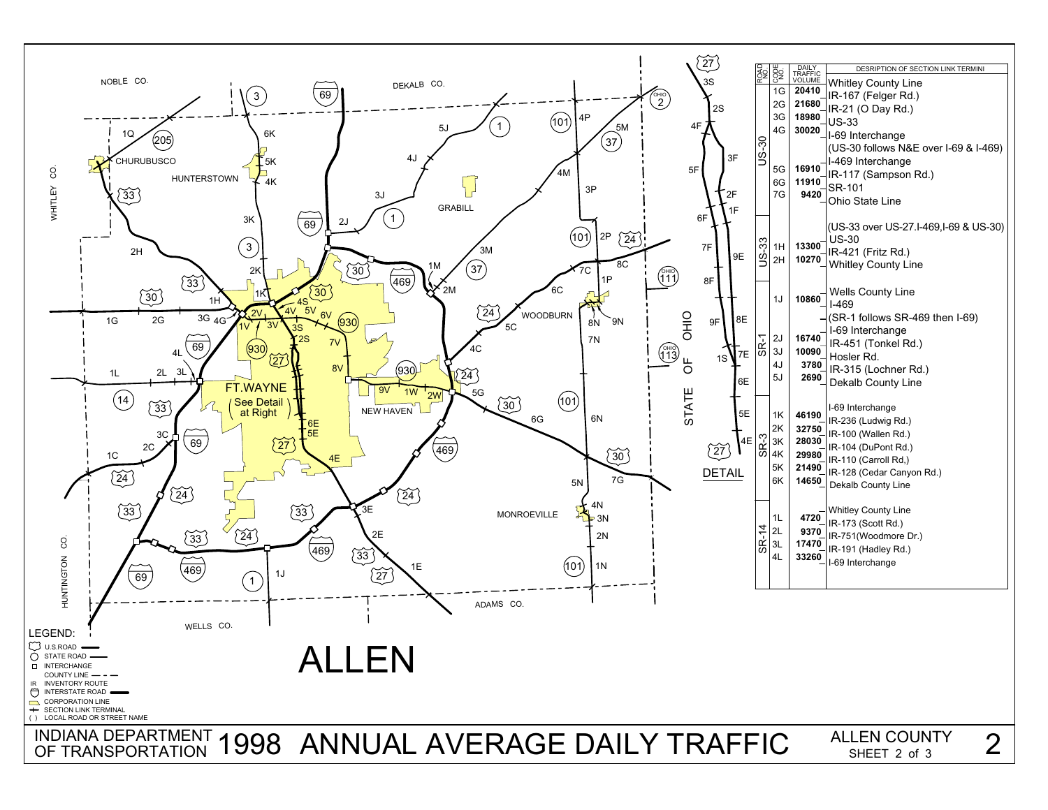# ALLEN

## INDIANA DEPARTMENT OF TRANSPORTATION 1998 ANNUAL AVERAGE DAILY TRAFFIC

ALLEN COUNTY
SHEET 2 of 3

| ROAD NO | CODE NO | DAILY TRAFFIC VOLUME | DESRIPTION OF SECTION LINK TERMINI |
|---|---|---|---|
| US-30 | | | Whitley County Line |
| | 1G | 20410 | IR-167 (Felger Rd.) |
| | 2G | 21680 | IR-21 (O Day Rd.) |
| | 3G | 18980 | US-33 |
| | 4G | 30020 | I-69 Interchange |
| | | | (US-30 follows N&E over I-69 & I-469) |
| | | | I-469 Interchange |
| | 5G | 16910 | IR-117 (Sampson Rd.) |
| | 6G | 11910 | SR-101 |
| | 7G | 9420 | Ohio State Line |
| US-33 | | | (US-33 over US-27.I-469,I-69 & US-30) |
| | | | US-30 |
| | 1H | 13300 | IR-421 (Fritz Rd.) |
| | 2H | 10270 | Whitley County Line |
| SR-1 | | | Wells County Line |
| | 1J | 10860 | I-469 |
| | | | (SR-1 follows SR-469 then I-69) |
| | | | I-69 Interchange |
| | 2J | 16740 | IR-451 (Tonkel Rd.) |
| | 3J | 10090 | Hosler Rd. |
| | 4J | 3780 | IR-315 (Lochner Rd.) |
| | 5J | 2690 | Dekalb County Line |
| SR-3 | | | I-69 Interchange |
| | 1K | 46190 | IR-236 (Ludwig Rd.) |
| | 2K | 32750 | IR-100 (Wallen Rd.) |
| | 3K | 28030 | IR-104 (DuPont Rd.) |
| | 4K | 29980 | IR-110 (Carroll Rd,) |
| | 5K | 21490 | IR-128 (Cedar Canyon Rd.) |
| | 6K | 14650 | Dekalb County Line |
| SR-14 | | | Whitley County Line |
| | 1L | 4720 | IR-173 (Scott Rd.) |
| | 2L | 9370 | IR-751(Woodmore Dr.) |
| | 3L | 17470 | IR-191 (Hadley Rd.) |
| | 4L | 33260 | I-69 Interchange |

LEGEND:
- U.S.ROAD
- STATE ROAD
- INTERCHANGE
- COUNTY LINE
- IR INVENTORY ROUTE
- INTERSTATE ROAD
- CORPORATION LINE
- SECTION LINK TERMINAL
- ( ) LOCAL ROAD OR STREET NAME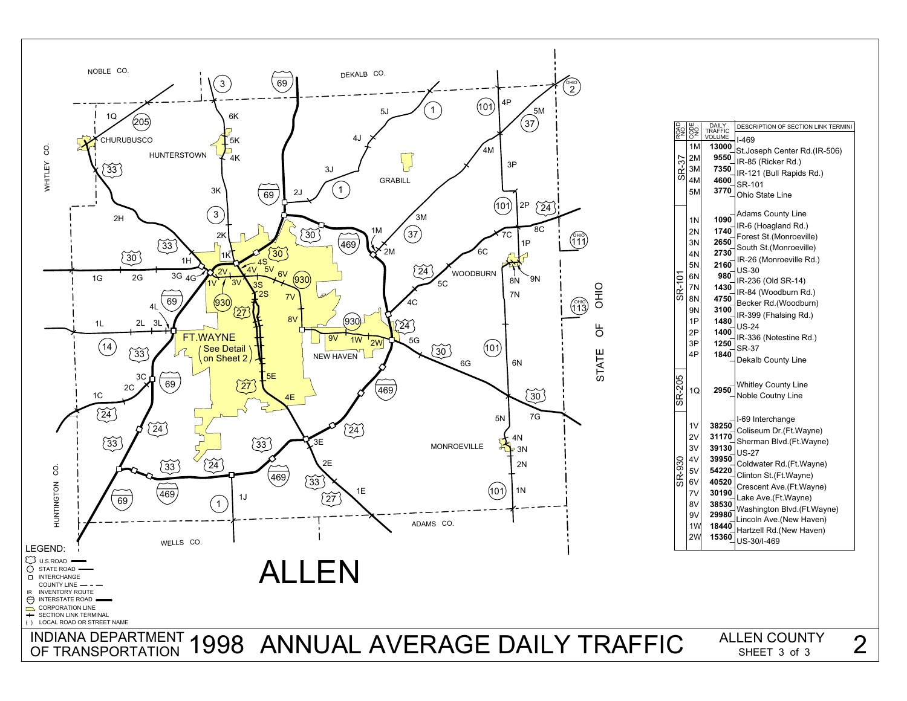# 1998 ANNUAL AVERAGE DAILY TRAFFIC

INDIANA DEPARTMENT OF TRANSPORTATION

ALLEN COUNTY

SHEET 3 of 3

NOBLE CO.

DEKALB CO.

WHITLEY CO.

HUNTINGTON CO.

WELLS CO.

ADAMS CO.

STATE OF OHIO

CHURUBUSCO

HUNTERSTOWN

GRABILL

WOODBURN

FT.WAYNE (See Detail on Sheet 2)

NEW HAVEN

MONROEVILLE

ALLEN

1Q 205 5K 4K 3K 6K 3 69 2J 1 3J 4J 5J 1 101 4P 5M 37 OHIO 2 4M 3P 3M 37 1M 2M 101 2P 24 8C 7C 1P OHIO 111 6C 8N 9N 7N 5C 4C OHIO 113 24 5G 30 101 6G 6N 30 7G 5N 4N 3N 2N 1N 101 1E 27 33 2E 3E 24 4E 5E 27 469 1J 1 469 69 33 24 33 24 33 24 2C 3C 69 1C 24 14 33 1L 2L 3L 4L 69 1G 2G 3G 4G 30 1H 2H 33 2K 1K 4S 5V 6V 30 930 2V 4V 1V 3V 3S 2S 7V 930 27 8V 9V 1W 2W 930 469 30

| ROAD NO. | CODE NO. | DAILY TRAFFIC VOLUME | DESCRIPTION OF SECTION LINK TERMINI |
|---|---|---|---|
| SR-37 | | | I-469 |
| | 1M | 13000 | St.Joseph Center Rd.(IR-506) |
| | 2M | 9550 | IR-85 (Ricker Rd.) |
| | 3M | 7350 | IR-121 (Bull Rapids Rd.) |
| | 4M | 4600 | SR-101 |
| | 5M | 3770 | Ohio State Line |
| SR-101 | | | Adams County Line |
| | 1N | 1090 | IR-6 (Hoagland Rd.) |
| | 2N | 1740 | Forest St.(Monroeville) |
| | 3N | 2650 | South St.(Monroeville) |
| | 4N | 2730 | IR-26 (Monroeville Rd.) |
| | 5N | 2160 | US-30 |
| | 6N | 980 | IR-236 (Old SR-14) |
| | 7N | 1430 | IR-84 (Woodburn Rd.) |
| | 8N | 4750 | Becker Rd.(Woodburn) |
| | 9N | 3100 | IR-399 (Fhalsing Rd.) |
| | 1P | 1480 | US-24 |
| | 2P | 1400 | IR-336 (Notestine Rd.) |
| | 3P | 1250 | SR-37 |
| | 4P | 1840 | Dekalb County Line |
| SR-205 | | | Whitley County Line |
| | 1Q | 2950 | Noble Coutny Line |
| SR-930 | | | I-69 Interchange |
| | 1V | 38250 | Coliseum Dr.(Ft.Wayne) |
| | 2V | 31170 | Sherman Blvd.(Ft.Wayne) |
| | 3V | 39130 | US-27 |
| | 4V | 39950 | Coldwater Rd.(Ft.Wayne) |
| | 5V | 54220 | Clinton St.(Ft.Wayne) |
| | 6V | 40520 | Crescent Ave.(Ft.Wayne) |
| | 7V | 30190 | Lake Ave.(Ft.Wayne) |
| | 8V | 38530 | Washington Blvd.(Ft.Wayne) |
| | 9V | 29980 | Lincoln Ave.(New Haven) |
| | 1W | 18440 | Hartzell Rd.(New Haven) |
| | 2W | 15360 | US-30/I-469 |

LEGEND:
- U.S.ROAD
- STATE ROAD
- INTERCHANGE
- COUNTY LINE
- IR INVENTORY ROUTE
- INTERSTATE ROAD
- CORPORATION LINE
- SECTION LINK TERMINAL
- ( ) LOCAL ROAD OR STREET NAME